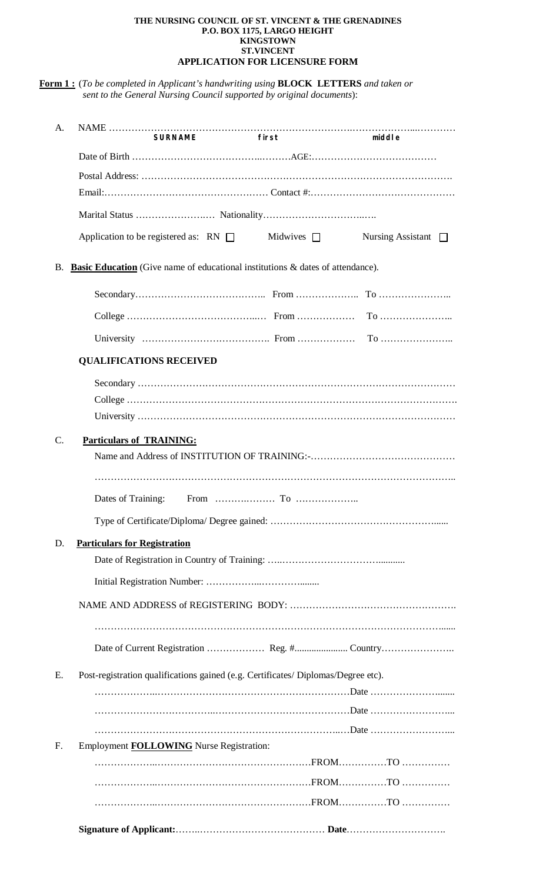**THE NURSING COUNCIL OF ST. VINCENT & THE GRENADINES**
**P.O. BOX 1175, LARGO HEIGHT**
**KINGSTOWN**
**ST.VINCENT**
**APPLICATION FOR LICENSURE FORM**

**Form 1 :** (*To be completed in Applicant's handwriting using* **BLOCK LETTERS** *and taken or sent to the General Nursing Council supported by original documents*):

A. NAME …………………………………………………………………………………………………
**SURNAME** **first** **middle**

Date of Birth …………………………………………AGE:…………………………………

Postal Address: ………………………………………………………………………………….

Email:…………………………………………… Contact #:………………………………………

Marital Status …………………… Nationality…………………………….

Application to be registered as: RN ☐ Midwives ☐ Nursing Assistant ☐

B. **Basic Education** (Give name of educational institutions & dates of attendance).

Secondary………………………………….. From ……………….. To …………………..

College …………………………………… From ……………… To …………………..

University ………………………………. From ……………… To …………………..

**QUALIFICATIONS RECEIVED**

Secondary …………………………………………………………………………………………

College ……………………………………………………………………………………………

University …………………………………………………………………………………………

C. **Particulars of TRAINING:**

Name and Address of INSTITUTION OF TRAINING:-……………………………………

…………………………………………………………………………………………………..

Dates of Training: From ……………… To ………………..

Type of Certificate/Diploma/ Degree gained: ……………………………………………......

D. **Particulars for Registration**

Date of Registration in Country of Training: …..…………………………...........

Initial Registration Number: ……………...………........

NAME AND ADDRESS of REGISTERING BODY: ……………………………………………

………………………………………………………………………………………………......

Date of Current Registration ……………… Reg. #..................... Country…………………..

E. Post-registration qualifications gained (e.g. Certificates/ Diplomas/Degree etc).

………………………………………………………………………Date ……………………......

………………………………………………………………………Date ……………………...

………………………………………………………………………Date ……………………...

F. Employment **FOLLOWING** Nurse Registration:

……………………………………………………………FROM……………TO ……………

……………………………………………………………FROM……………TO ……………

……………………………………………………………FROM……………TO ……………

**Signature of Applicant:**……………………………………… **Date**………………………….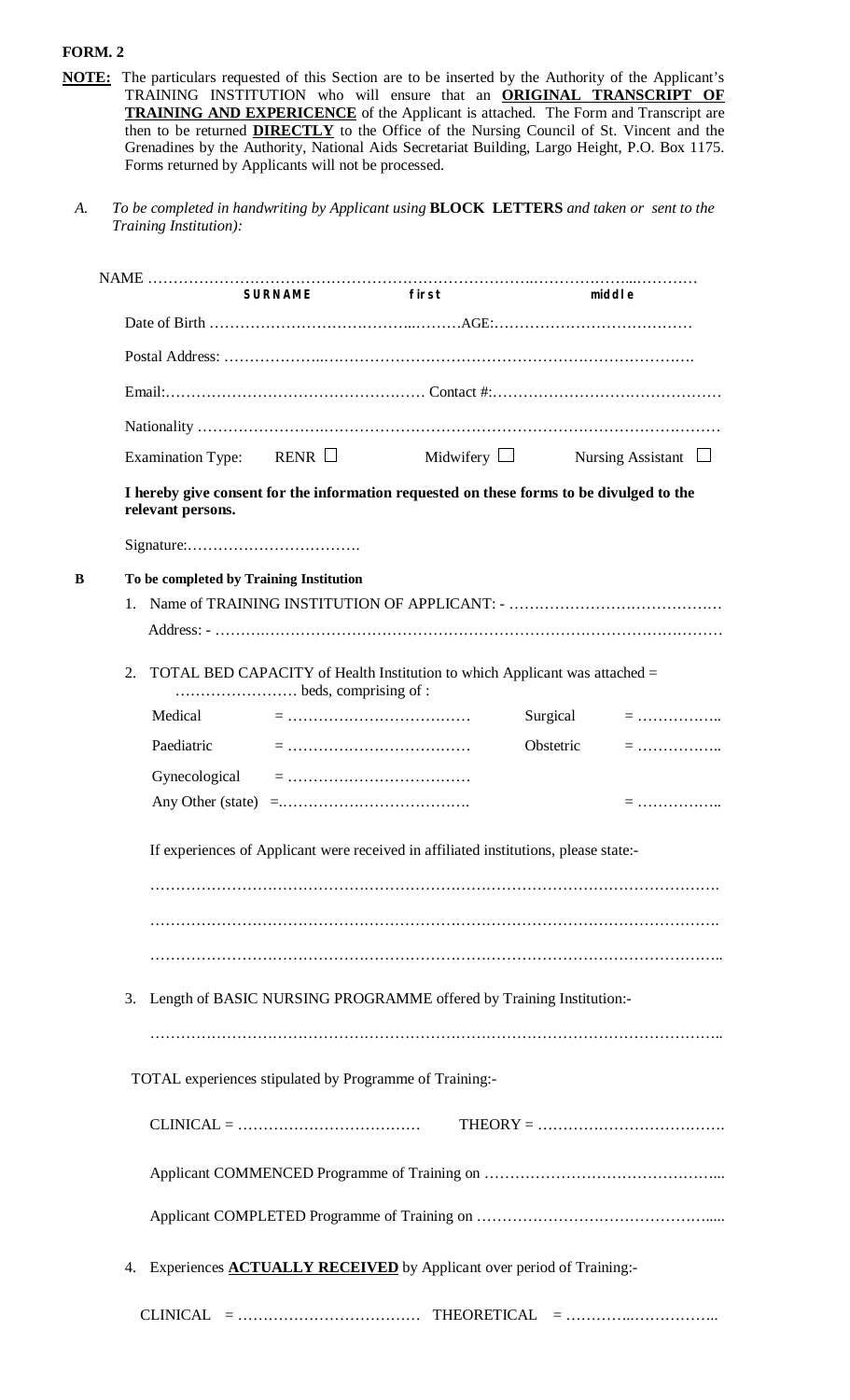**FORM. 2**

**NOTE:** The particulars requested of this Section are to be inserted by the Authority of the Applicant's TRAINING INSTITUTION who will ensure that an **ORIGINAL TRANSCRIPT OF TRAINING AND EXPERICENCE** of the Applicant is attached. The Form and Transcript are then to be returned **DIRECTLY** to the Office of the Nursing Council of St. Vincent and the Grenadines by the Authority, National Aids Secretariat Building, Largo Height, P.O. Box 1175. Forms returned by Applicants will not be processed.

A. *To be completed in handwriting by Applicant using* **BLOCK LETTERS** *and taken or sent to the Training Institution):*

NAME ……………………………………………………………………………………………………
SURNAME first middle

Date of Birth ………………………………………AGE:…………………………………

Postal Address: …………………………………………………………………………………

Email:…………………………………………… Contact #:………………………………………

Nationality ………………………………………………………………………………………………

Examination Type: RENR ☐ Midwifery ☐ Nursing Assistant ☐

**I hereby give consent for the information requested on these forms to be divulged to the relevant persons.**

Signature:…………………………….

**B To be completed by Training Institution**

1. Name of TRAINING INSTITUTION OF APPLICANT: - ……………………………………

   Address: - …………………………………………………………………………………………

2. TOTAL BED CAPACITY of Health Institution to which Applicant was attached = …………………… beds, comprising of :

   Medical = ……………………………… Surgical = ……………..

   Paediatric = ……………………………… Obstetric = ……………..

   Gynecological = ………………………………

   Any Other (state) =………………………………. = ……………..

   If experiences of Applicant were received in affiliated institutions, please state:-

   ………………………………………………………………………………………………

   ………………………………………………………………………………………………

   ………………………………………………………………………………………………

3. Length of BASIC NURSING PROGRAMME offered by Training Institution:-

   ………………………………………………………………………………………………

   TOTAL experiences stipulated by Programme of Training:-

   CLINICAL = ……………………………… THEORY = ……………………………….

   Applicant COMMENCED Programme of Training on ……………………………………...

   Applicant COMPLETED Programme of Training on ……………………………………....

4. Experiences **ACTUALLY RECEIVED** by Applicant over period of Training:-

   CLINICAL = ……………………………… THEORETICAL = ………………………..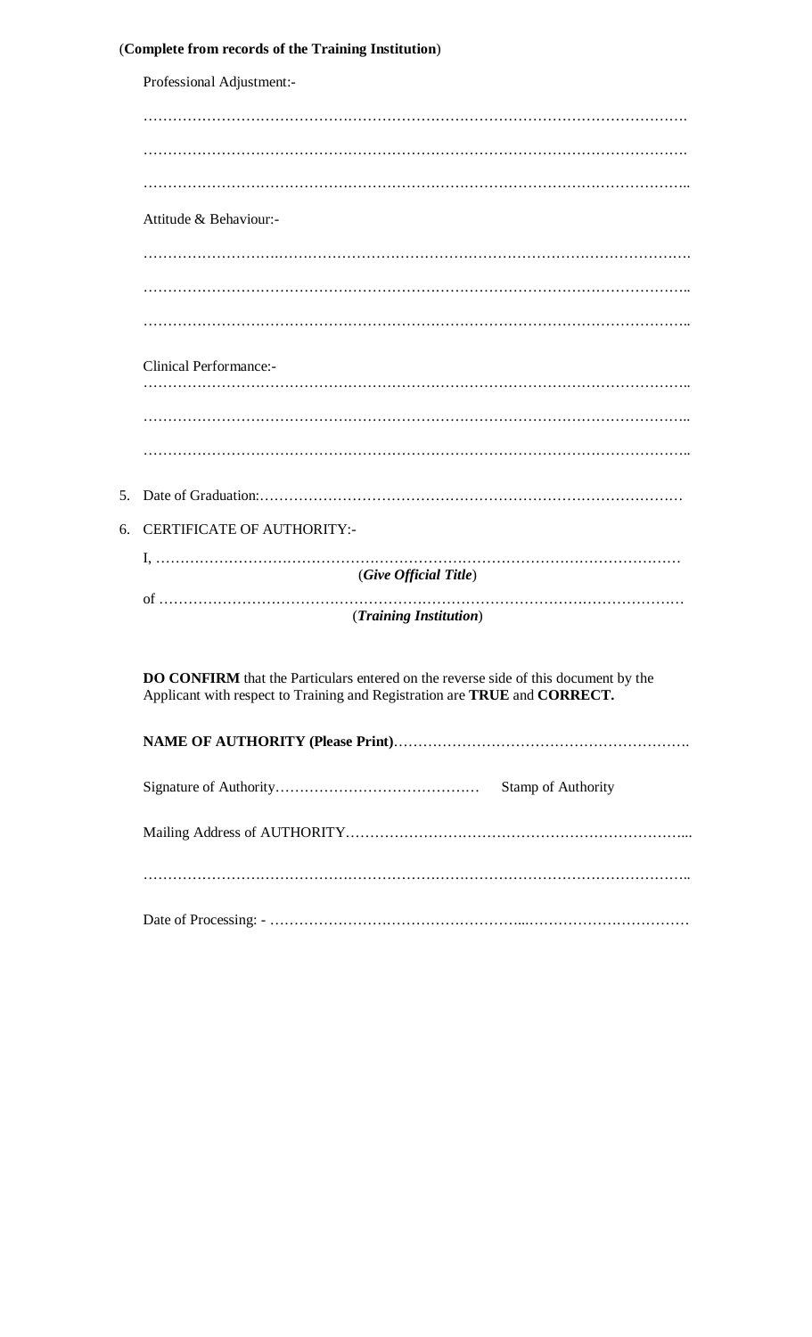(**Complete from records of the Training Institution**)

Professional Adjustment:-

…………………………………………………………………………………………………….

…………………………………………………………………………………………………….

……………………………………………………………………………………………………..

Attitude & Behaviour:-

…………………………………………………………………………………………………….

……………………………………………………………………………………………………..

……………………………………………………………………………………………………..

Clinical Performance:-

……………………………………………………………………………………………………..

……………………………………………………………………………………………………..

……………………………………………………………………………………………………..

5. Date of Graduation:……………………………………………………………………………

6. CERTIFICATE OF AUTHORITY:-

   I, …………………………………………………………………………………………………
   (***Give Official Title***)

   of ………………………………………………………………………………………………
   (***Training Institution***)

   **DO CONFIRM** that the Particulars entered on the reverse side of this document by the Applicant with respect to Training and Registration are **TRUE** and **CORRECT.**

   **NAME OF AUTHORITY (Please Print)**…………………………………………………….

   Signature of Authority…………………………………… Stamp of Authority

   Mailing Address of AUTHORITY……………………………………………………………...

   ……………………………………………………………………………………………………..

   Date of Processing: - ……………………………………………..……………………………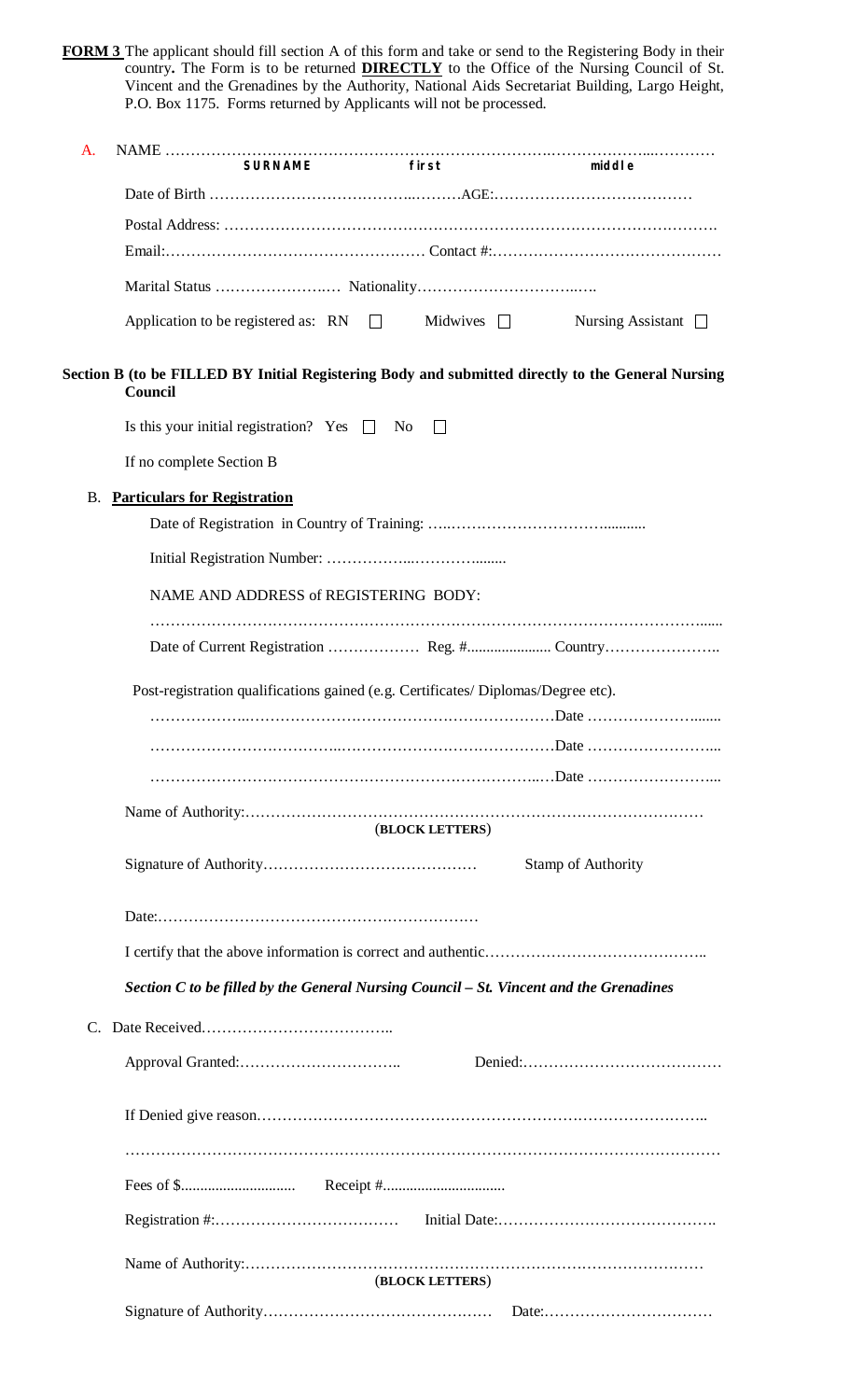**FORM 3** The applicant should fill section A of this form and take or send to the Registering Body in their country**.** The Form is to be returned **DIRECTLY** to the Office of the Nursing Council of St. Vincent and the Grenadines by the Authority, National Aids Secretariat Building, Largo Height, P.O. Box 1175. Forms returned by Applicants will not be processed.

A. NAME ………………………………………………………………………………………………………
SURNAME first middle

Date of Birth ………………………………..………AGE:…………………………………

Postal Address: ……………………………………………………………………………….

Email:…………………………………………… Contact #:……………………………………

Marital Status ………………….… Nationality…………………………..….

Application to be registered as: RN ☐ Midwives ☐ Nursing Assistant ☐

**Section B (to be FILLED BY Initial Registering Body and submitted directly to the General Nursing Council**

Is this your initial registration? Yes ☐ No ☐

If no complete Section B

B. **Particulars for Registration**

Date of Registration in Country of Training: …..……………………………...........

Initial Registration Number: ……………...…………........

NAME AND ADDRESS of REGISTERING BODY:

…………………………………………………………………………………………………......

Date of Current Registration ……………… Reg. #..................... Country…………………..

Post-registration qualifications gained (e.g. Certificates/ Diplomas/Degree etc).

………………..……………………………………………………Date …………………......

……………………………..……………………………………Date ……………………...

…………………………………………………………………...Date ……………………...

Name of Authority:……………………………………………………………………………
(**BLOCK LETTERS**)

Signature of Authority…………………………………… Stamp of Authority

Date:………………………………………………………

I certify that the above information is correct and authentic……………………………………..

***Section C to be filled by the General Nursing Council – St. Vincent and the Grenadines***

C. Date Received………………………………..

Approval Granted:………………………….. Denied:…………………………………

If Denied give reason…………………………………………………………………………..

……………………………………………………………………………………………………

Fees of $............................. Receipt #...............................

Registration #:……………………………… Initial Date:…………………………………….

Name of Authority:……………………………………………………………………………
(**BLOCK LETTERS**)

Signature of Authority……………………………………… Date:……………………………